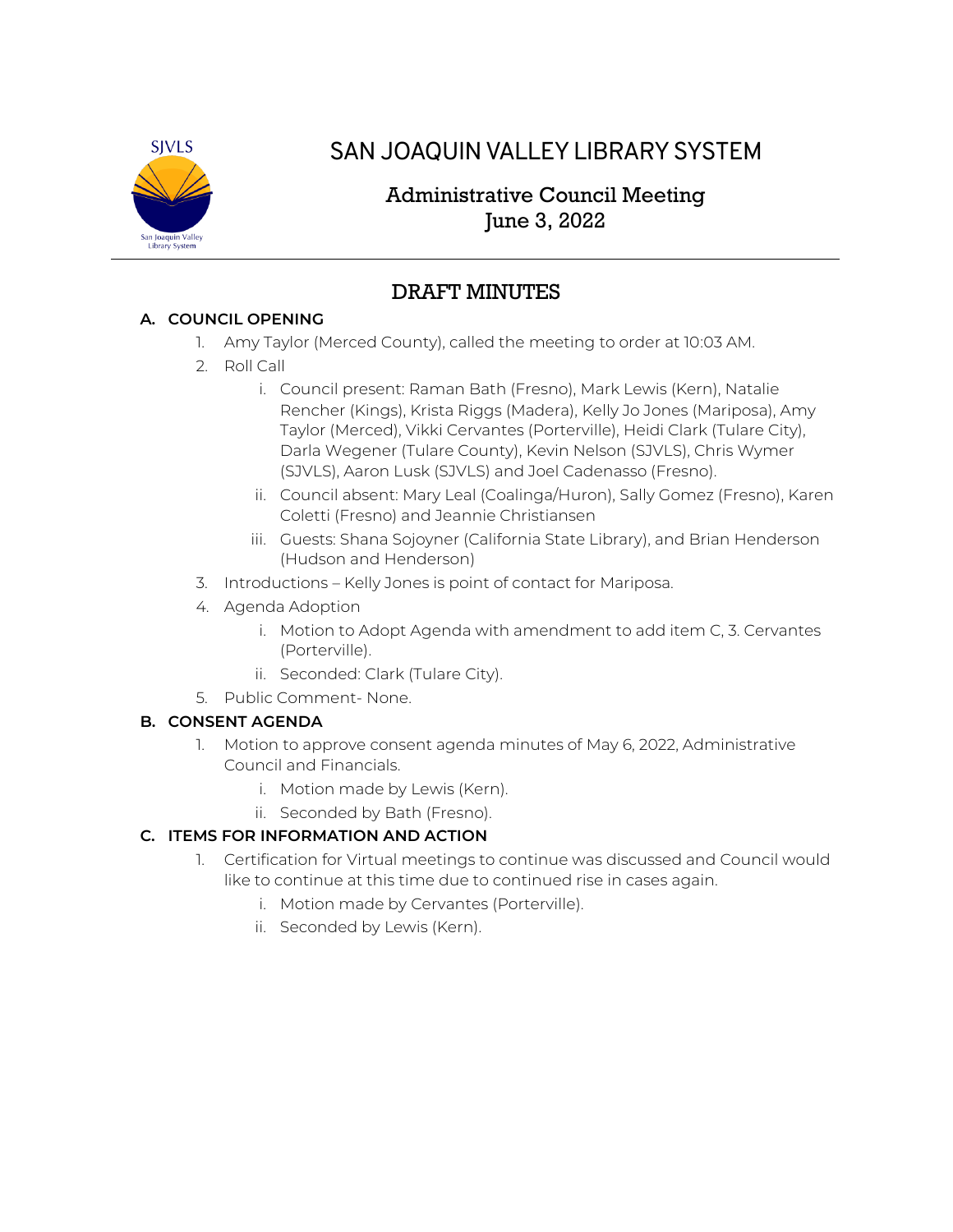# SAN JOAQUIN VALLEY LIBRARY SYSTEM

## Administrative Council Meeting
## June 3, 2022

## DRAFT MINUTES

### A. COUNCIL OPENING

1. Amy Taylor (Merced County), called the meeting to order at 10:03 AM.
2. Roll Call
   i. Council present: Raman Bath (Fresno), Mark Lewis (Kern), Natalie Rencher (Kings), Krista Riggs (Madera), Kelly Jo Jones (Mariposa), Amy Taylor (Merced), Vikki Cervantes (Porterville), Heidi Clark (Tulare City), Darla Wegener (Tulare County), Kevin Nelson (SJVLS), Chris Wymer (SJVLS), Aaron Lusk (SJVLS) and Joel Cadenasso (Fresno).
   ii. Council absent: Mary Leal (Coalinga/Huron), Sally Gomez (Fresno), Karen Coletti (Fresno) and Jeannie Christiansen
   iii. Guests: Shana Sojoyner (California State Library), and Brian Henderson (Hudson and Henderson)
3. Introductions – Kelly Jones is point of contact for Mariposa.
4. Agenda Adoption
   i. Motion to Adopt Agenda with amendment to add item C, 3. Cervantes (Porterville).
   ii. Seconded: Clark (Tulare City).
5. Public Comment- None.

### B. CONSENT AGENDA

1. Motion to approve consent agenda minutes of May 6, 2022, Administrative Council and Financials.
   i. Motion made by Lewis (Kern).
   ii. Seconded by Bath (Fresno).

### C. ITEMS FOR INFORMATION AND ACTION

1. Certification for Virtual meetings to continue was discussed and Council would like to continue at this time due to continued rise in cases again.
   i. Motion made by Cervantes (Porterville).
   ii. Seconded by Lewis (Kern).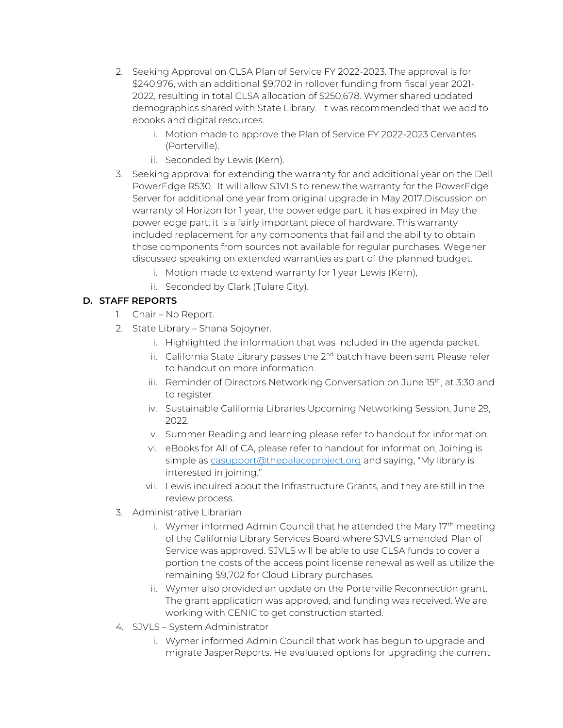2. Seeking Approval on CLSA Plan of Service FY 2022-2023. The approval is for $240,976, with an additional $9,702 in rollover funding from fiscal year 2021-2022, resulting in total CLSA allocation of $250,678. Wymer shared updated demographics shared with State Library. It was recommended that we add to ebooks and digital resources.
    i. Motion made to approve the Plan of Service FY 2022-2023 Cervantes (Porterville).
    ii. Seconded by Lewis (Kern).
3. Seeking approval for extending the warranty for and additional year on the Dell PowerEdge R530. It will allow SJVLS to renew the warranty for the PowerEdge Server for additional one year from original upgrade in May 2017.Discussion on warranty of Horizon for 1 year, the power edge part. it has expired in May the power edge part; it is a fairly important piece of hardware. This warranty included replacement for any components that fail and the ability to obtain those components from sources not available for regular purchases. Wegener discussed speaking on extended warranties as part of the planned budget.
    i. Motion made to extend warranty for 1 year Lewis (Kern),
    ii. Seconded by Clark (Tulare City).

### D. STAFF REPORTS

1. Chair – No Report.
2. State Library – Shana Sojoyner.
    i. Highlighted the information that was included in the agenda packet.
    ii. California State Library passes the 2nd batch have been sent Please refer to handout on more information.
    iii. Reminder of Directors Networking Conversation on June 15th, at 3:30 and to register.
    iv. Sustainable California Libraries Upcoming Networking Session, June 29, 2022.
    v. Summer Reading and learning please refer to handout for information.
    vi. eBooks for All of CA, please refer to handout for information, Joining is simple as casupport@thepalaceproject.org and saying, "My library is interested in joining."
    vii. Lewis inquired about the Infrastructure Grants, and they are still in the review process.
3. Administrative Librarian
    i. Wymer informed Admin Council that he attended the Mary 17th meeting of the California Library Services Board where SJVLS amended Plan of Service was approved. SJVLS will be able to use CLSA funds to cover a portion the costs of the access point license renewal as well as utilize the remaining $9,702 for Cloud Library purchases.
    ii. Wymer also provided an update on the Porterville Reconnection grant. The grant application was approved, and funding was received. We are working with CENIC to get construction started.
4. SJVLS – System Administrator
    i. Wymer informed Admin Council that work has begun to upgrade and migrate JasperReports. He evaluated options for upgrading the current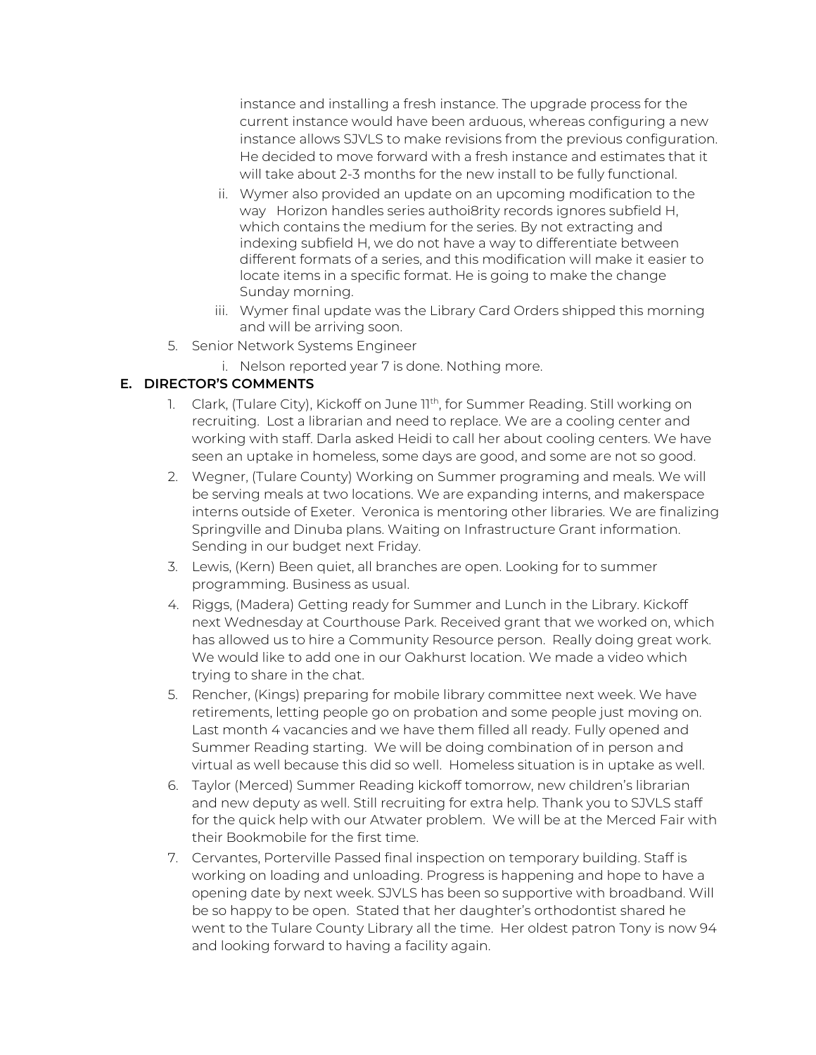instance and installing a fresh instance. The upgrade process for the current instance would have been arduous, whereas configuring a new instance allows SJVLS to make revisions from the previous configuration. He decided to move forward with a fresh instance and estimates that it will take about 2-3 months for the new install to be fully functional.

ii. Wymer also provided an update on an upcoming modification to the way Horizon handles series authoi8rity records ignores subfield H, which contains the medium for the series. By not extracting and indexing subfield H, we do not have a way to differentiate between different formats of a series, and this modification will make it easier to locate items in a specific format. He is going to make the change Sunday morning.

iii. Wymer final update was the Library Card Orders shipped this morning and will be arriving soon.

5. Senior Network Systems Engineer
   i. Nelson reported year 7 is done. Nothing more.

## E. DIRECTOR'S COMMENTS

1. Clark, (Tulare City), Kickoff on June 11th, for Summer Reading. Still working on recruiting. Lost a librarian and need to replace. We are a cooling center and working with staff. Darla asked Heidi to call her about cooling centers. We have seen an uptake in homeless, some days are good, and some are not so good.
2. Wegner, (Tulare County) Working on Summer programing and meals. We will be serving meals at two locations. We are expanding interns, and makerspace interns outside of Exeter. Veronica is mentoring other libraries. We are finalizing Springville and Dinuba plans. Waiting on Infrastructure Grant information. Sending in our budget next Friday.
3. Lewis, (Kern) Been quiet, all branches are open. Looking for to summer programming. Business as usual.
4. Riggs, (Madera) Getting ready for Summer and Lunch in the Library. Kickoff next Wednesday at Courthouse Park. Received grant that we worked on, which has allowed us to hire a Community Resource person. Really doing great work. We would like to add one in our Oakhurst location. We made a video which trying to share in the chat.
5. Rencher, (Kings) preparing for mobile library committee next week. We have retirements, letting people go on probation and some people just moving on. Last month 4 vacancies and we have them filled all ready. Fully opened and Summer Reading starting. We will be doing combination of in person and virtual as well because this did so well. Homeless situation is in uptake as well.
6. Taylor (Merced) Summer Reading kickoff tomorrow, new children's librarian and new deputy as well. Still recruiting for extra help. Thank you to SJVLS staff for the quick help with our Atwater problem. We will be at the Merced Fair with their Bookmobile for the first time.
7. Cervantes, Porterville Passed final inspection on temporary building. Staff is working on loading and unloading. Progress is happening and hope to have a opening date by next week. SJVLS has been so supportive with broadband. Will be so happy to be open. Stated that her daughter's orthodontist shared he went to the Tulare County Library all the time. Her oldest patron Tony is now 94 and looking forward to having a facility again.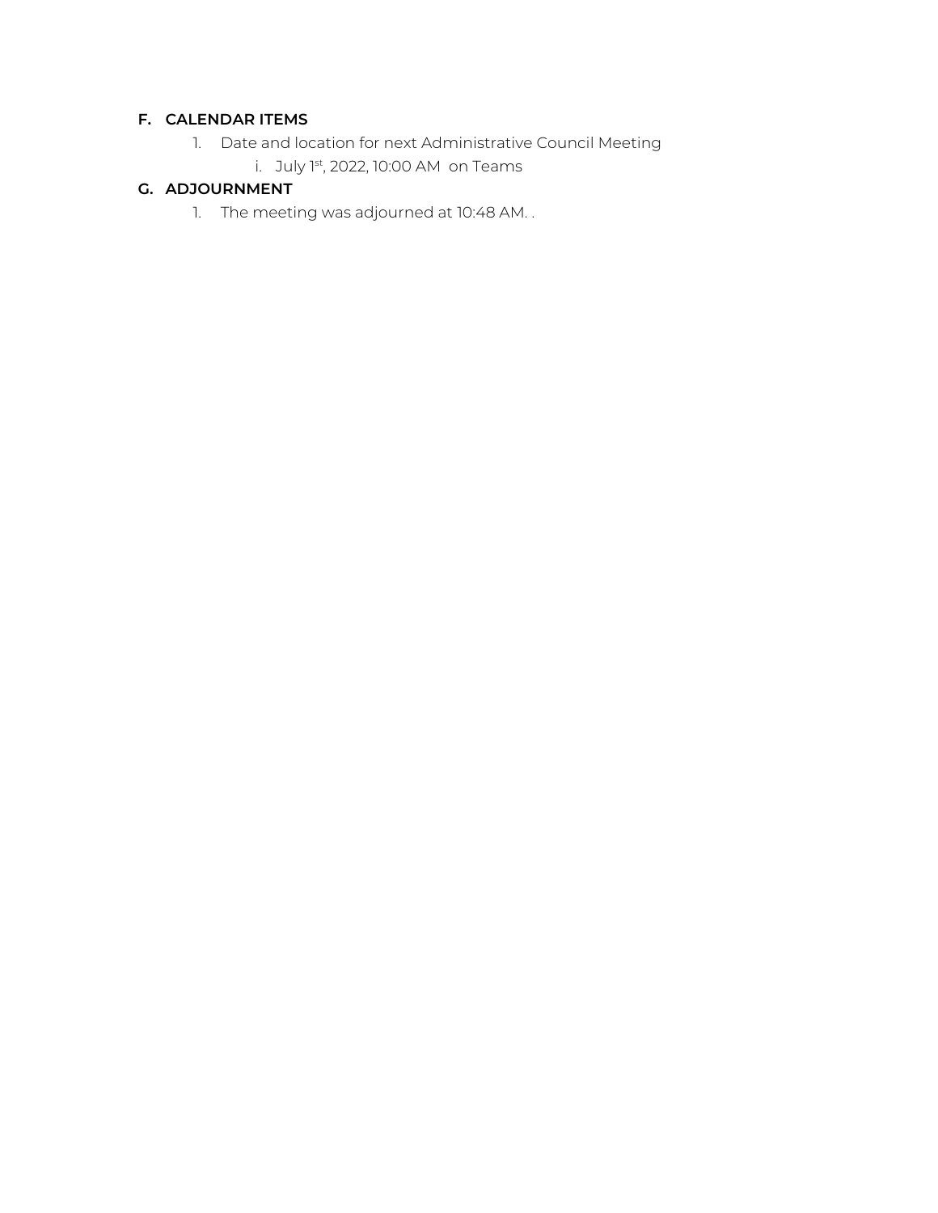## F. CALENDAR ITEMS

1. Date and location for next Administrative Council Meeting
   i. July 1st, 2022, 10:00 AM on Teams

## G. ADJOURNMENT

1. The meeting was adjourned at 10:48 AM. .